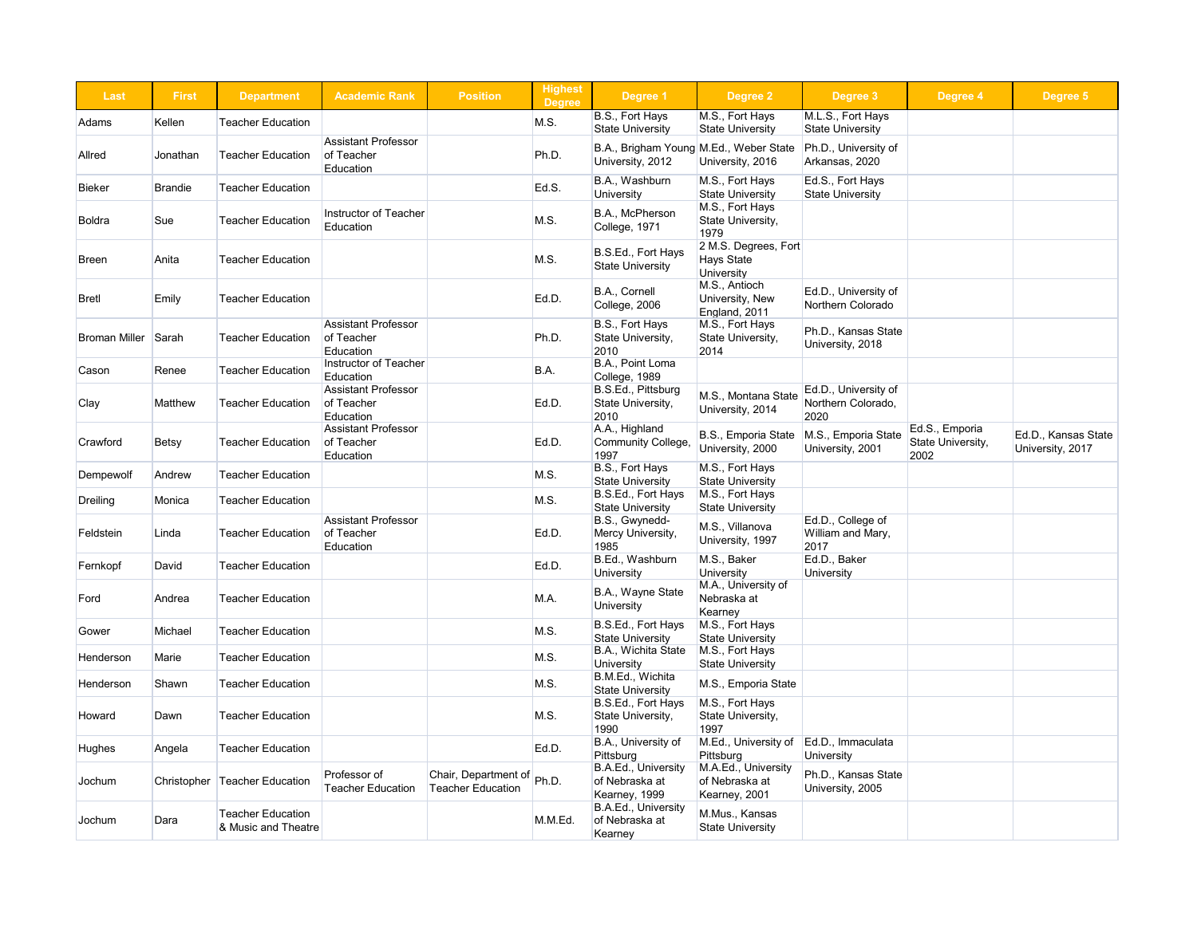| Last | First | Department | Academic Rank | Position | Highest Degree | Degree 1 | Degree 2 | Degree 3 | Degree 4 | Degree 5 |
|---|---|---|---|---|---|---|---|---|---|---|
| Adams | Kellen | Teacher Education | | | M.S. | B.S., Fort Hays State University | M.S., Fort Hays State University | M.L.S., Fort Hays State University | | |
| Allred | Jonathan | Teacher Education | Assistant Professor of Teacher Education | | Ph.D. | B.A., Brigham Young University, 2012 | M.Ed., Weber State University, 2016 | Ph.D., University of Arkansas, 2020 | | |
| Bieker | Brandie | Teacher Education | | | Ed.S. | B.A., Washburn University | M.S., Fort Hays State University | Ed.S., Fort Hays State University | | |
| Boldra | Sue | Teacher Education | Instructor of Teacher Education | | M.S. | B.A., McPherson College, 1971 | M.S., Fort Hays State University, 1979 | | | |
| Breen | Anita | Teacher Education | | | M.S. | B.S.Ed., Fort Hays State University | 2 M.S. Degrees, Fort Hays State University | | | |
| Bretl | Emily | Teacher Education | | | Ed.D. | B.A., Cornell College, 2006 | M.S., Antioch University, New England, 2011 | Ed.D., University of Northern Colorado | | |
| Broman Miller | Sarah | Teacher Education | Assistant Professor of Teacher Education | | Ph.D. | B.S., Fort Hays State University, 2010 | M.S., Fort Hays State University, 2014 | Ph.D., Kansas State University, 2018 | | |
| Cason | Renee | Teacher Education | Instructor of Teacher Education | | B.A. | B.A., Point Loma College, 1989 | | | | |
| Clay | Matthew | Teacher Education | Assistant Professor of Teacher Education | | Ed.D. | B.S.Ed., Pittsburg State University, 2010 | M.S., Montana State University, 2014 | Ed.D., University of Northern Colorado, 2020 | | |
| Crawford | Betsy | Teacher Education | Assistant Professor of Teacher Education | | Ed.D. | A.A., Highland Community College, 1997 | B.S., Emporia State University, 2000 | M.S., Emporia State University, 2001 | Ed.S., Emporia State University, 2002 | Ed.D., Kansas State University, 2017 |
| Dempewolf | Andrew | Teacher Education | | | M.S. | B.S., Fort Hays State University | M.S., Fort Hays State University | | | |
| Dreiling | Monica | Teacher Education | | | M.S. | B.S.Ed., Fort Hays State University | M.S., Fort Hays State University | | | |
| Feldstein | Linda | Teacher Education | Assistant Professor of Teacher Education | | Ed.D. | B.S., Gwynedd-Mercy University, 1985 | M.S., Villanova University, 1997 | Ed.D., College of William and Mary, 2017 | | |
| Fernkopf | David | Teacher Education | | | Ed.D. | B.Ed., Washburn University | M.S., Baker University | Ed.D., Baker University | | |
| Ford | Andrea | Teacher Education | | | M.A. | B.A., Wayne State University | M.A., University of Nebraska at Kearney | | | |
| Gower | Michael | Teacher Education | | | M.S. | B.S.Ed., Fort Hays State University | M.S., Fort Hays State University | | | |
| Henderson | Marie | Teacher Education | | | M.S. | B.A., Wichita State University | M.S., Fort Hays State University | | | |
| Henderson | Shawn | Teacher Education | | | M.S. | B.M.Ed., Wichita State University | M.S., Emporia State | | | |
| Howard | Dawn | Teacher Education | | | M.S. | B.S.Ed., Fort Hays State University, 1990 | M.S., Fort Hays State University, 1997 | | | |
| Hughes | Angela | Teacher Education | | | Ed.D. | B.A., University of Pittsburg | M.Ed., University of Pittsburg | Ed.D., Immaculata University | | |
| Jochum | Christopher | Teacher Education | Professor of Teacher Education | Chair, Department of Teacher Education | Ph.D. | B.A.Ed., University of Nebraska at Kearney, 1999 | M.A.Ed., University of Nebraska at Kearney, 2001 | Ph.D., Kansas State University, 2005 | | |
| Jochum | Dara | Teacher Education & Music and Theatre | | | M.M.Ed. | B.A.Ed., University of Nebraska at Kearney | M.Mus., Kansas State University | | | |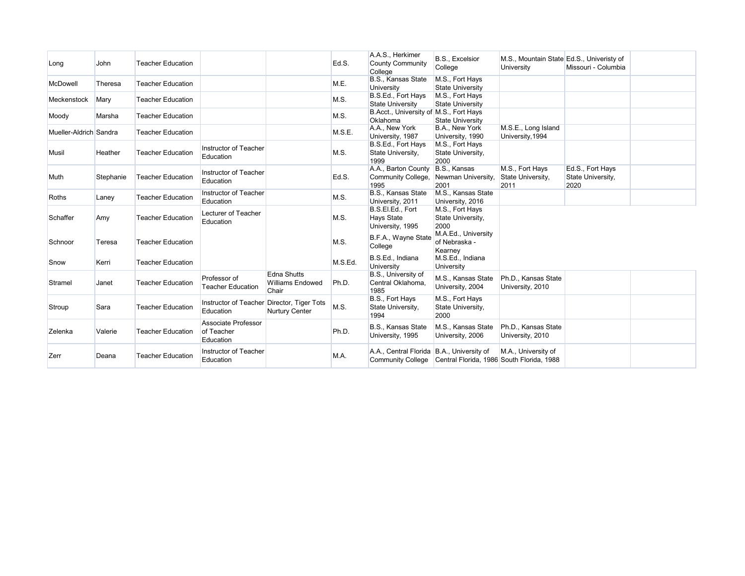| | | | | | | | | | | |
|---|---|---|---|---|---|---|---|---|---|---|
| Long | John | Teacher Education | | | Ed.S. | A.A.S., Herkimer County Community College | B.S., Excelsior College | M.S., Mountain State University | Ed.S., Univeristy of Missouri - Columbia | |
| McDowell | Theresa | Teacher Education | | | M.E. | B.S., Kansas State University | M.S., Fort Hays State University | | | |
| Meckenstock | Mary | Teacher Education | | | M.S. | B.S.Ed., Fort Hays State University | M.S., Fort Hays State University | | | |
| Moody | Marsha | Teacher Education | | | M.S. | B.Acct., University of Oklahoma | M.S., Fort Hays State University | | | |
| Mueller-Aldrich | Sandra | Teacher Education | | | M.S.E. | A.A., New York University, 1987 | B.A., New York University, 1990 | M.S.E., Long Island University,1994 | | |
| Musil | Heather | Teacher Education | Instructor of Teacher Education | | M.S. | B.S.Ed., Fort Hays State University, 1999 | M.S., Fort Hays State University, 2000 | | | |
| Muth | Stephanie | Teacher Education | Instructor of Teacher Education | | Ed.S. | A.A., Barton County Community College, 1995 | B.S., Kansas Newman University, 2001 | M.S., Fort Hays State University, 2011 | Ed.S., Fort Hays State University, 2020 | |
| Roths | Laney | Teacher Education | Instructor of Teacher Education | | M.S. | B.S., Kansas State University, 2011 | M.S., Kansas State University, 2016 | | | |
| Schaffer | Amy | Teacher Education | Lecturer of Teacher Education | | M.S. | B.S.El.Ed., Fort Hays State University, 1995 | M.S., Fort Hays State University, 2000 | | | |
| Schnoor | Teresa | Teacher Education | | | M.S. | B.F.A., Wayne State College | M.A.Ed., University of Nebraska - Kearney | | | |
| Snow | Kerri | Teacher Education | | | M.S.Ed. | B.S.Ed., Indiana University | M.S.Ed., Indiana University | | | |
| Stramel | Janet | Teacher Education | Professor of Teacher Education | Edna Shutts Williams Endowed Chair | Ph.D. | B.S., University of Central Oklahoma, 1985 | M.S., Kansas State University, 2004 | Ph.D., Kansas State University, 2010 | | |
| Stroup | Sara | Teacher Education | Instructor of Teacher Education | Director, Tiger Tots Nurtury Center | M.S. | B.S., Fort Hays State University, 1994 | M.S., Fort Hays State University, 2000 | | | |
| Zelenka | Valerie | Teacher Education | Associate Professor of Teacher Education | | Ph.D. | B.S., Kansas State University, 1995 | M.S., Kansas State University, 2006 | Ph.D., Kansas State University, 2010 | | |
| Zerr | Deana | Teacher Education | Instructor of Teacher Education | | M.A. | A.A., Central Florida Community College | B.A., University of Central Florida, 1986 | M.A., University of South Florida, 1988 | | |